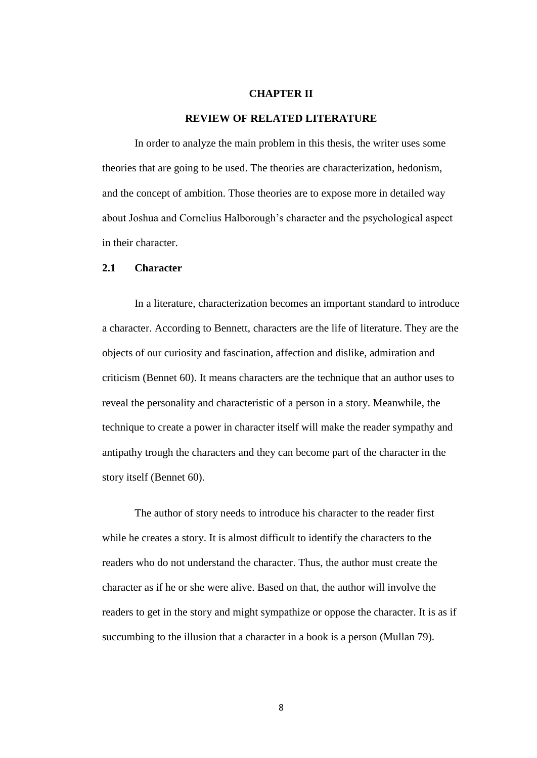# CHAPTER II

# REVIEW OF RELATED LITERATURE

In order to analyze the main problem in this thesis, the writer uses some theories that are going to be used. The theories are characterization, hedonism, and the concept of ambition. Those theories are to expose more in detailed way about Joshua and Cornelius Halborough's character and the psychological aspect in their character.

## 2.1 Character

In a literature, characterization becomes an important standard to introduce a character. According to Bennett, characters are the life of literature. They are the objects of our curiosity and fascination, affection and dislike, admiration and criticism (Bennet 60). It means characters are the technique that an author uses to reveal the personality and characteristic of a person in a story. Meanwhile, the technique to create a power in character itself will make the reader sympathy and antipathy trough the characters and they can become part of the character in the story itself (Bennet 60).

The author of story needs to introduce his character to the reader first while he creates a story. It is almost difficult to identify the characters to the readers who do not understand the character. Thus, the author must create the character as if he or she were alive. Based on that, the author will involve the readers to get in the story and might sympathize or oppose the character. It is as if succumbing to the illusion that a character in a book is a person (Mullan 79).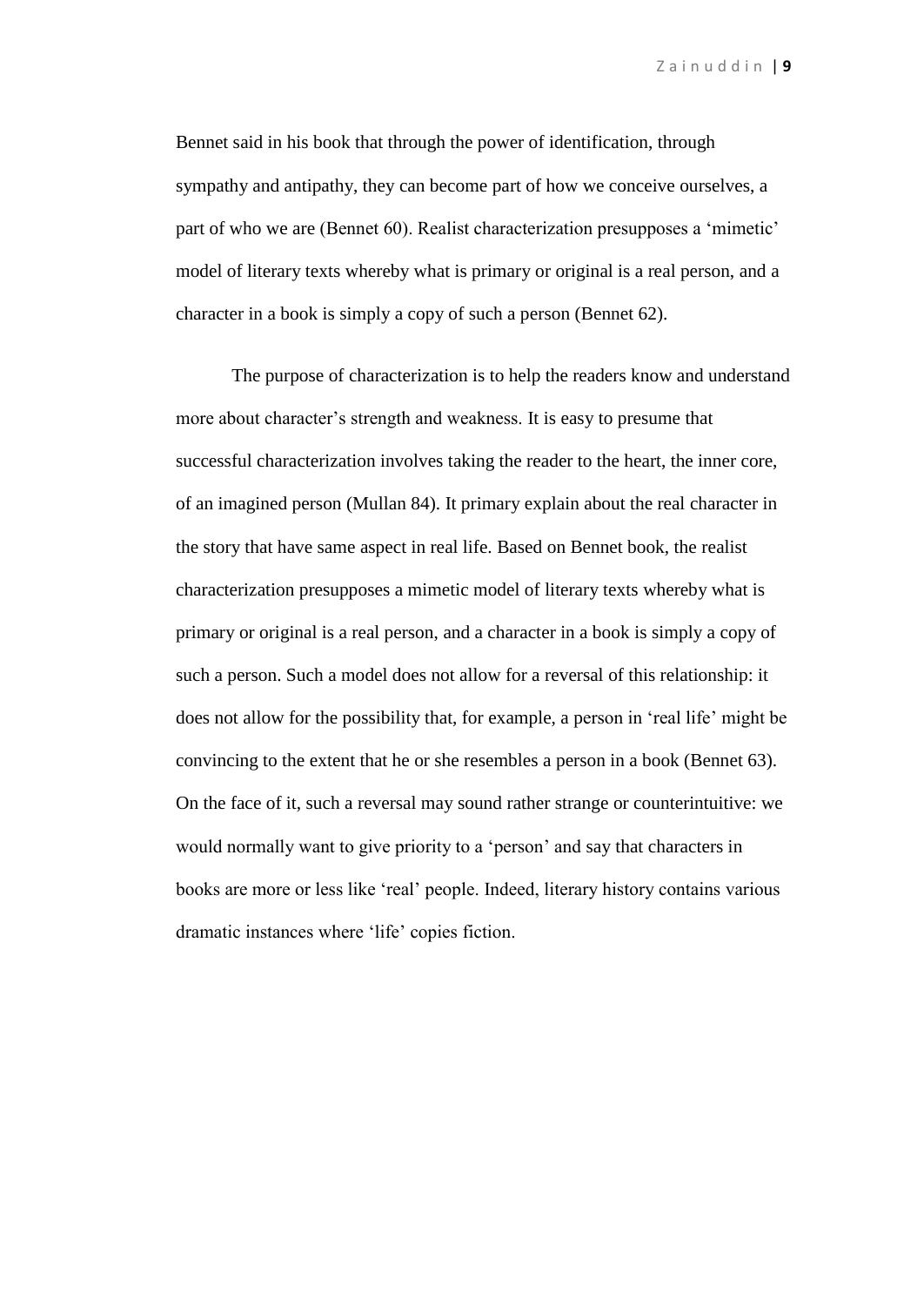Bennet said in his book that through the power of identification, through sympathy and antipathy, they can become part of how we conceive ourselves, a part of who we are (Bennet 60). Realist characterization presupposes a 'mimetic' model of literary texts whereby what is primary or original is a real person, and a character in a book is simply a copy of such a person (Bennet 62).

The purpose of characterization is to help the readers know and understand more about character's strength and weakness. It is easy to presume that successful characterization involves taking the reader to the heart, the inner core, of an imagined person (Mullan 84). It primary explain about the real character in the story that have same aspect in real life. Based on Bennet book, the realist characterization presupposes a mimetic model of literary texts whereby what is primary or original is a real person, and a character in a book is simply a copy of such a person. Such a model does not allow for a reversal of this relationship: it does not allow for the possibility that, for example, a person in 'real life' might be convincing to the extent that he or she resembles a person in a book (Bennet 63). On the face of it, such a reversal may sound rather strange or counterintuitive: we would normally want to give priority to a 'person' and say that characters in books are more or less like 'real' people. Indeed, literary history contains various dramatic instances where 'life' copies fiction.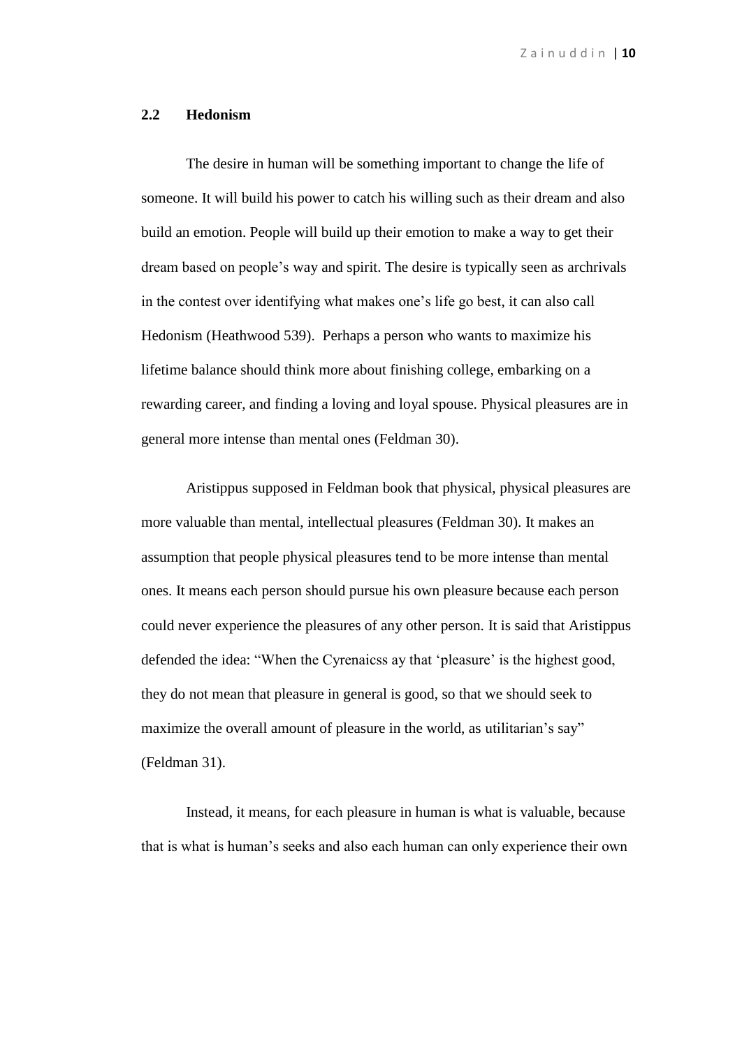## 2.2 Hedonism

The desire in human will be something important to change the life of someone. It will build his power to catch his willing such as their dream and also build an emotion. People will build up their emotion to make a way to get their dream based on people's way and spirit. The desire is typically seen as archrivals in the contest over identifying what makes one's life go best, it can also call Hedonism (Heathwood 539). Perhaps a person who wants to maximize his lifetime balance should think more about finishing college, embarking on a rewarding career, and finding a loving and loyal spouse. Physical pleasures are in general more intense than mental ones (Feldman 30).

Aristippus supposed in Feldman book that physical, physical pleasures are more valuable than mental, intellectual pleasures (Feldman 30). It makes an assumption that people physical pleasures tend to be more intense than mental ones. It means each person should pursue his own pleasure because each person could never experience the pleasures of any other person. It is said that Aristippus defended the idea: "When the Cyrenaicss ay that 'pleasure' is the highest good, they do not mean that pleasure in general is good, so that we should seek to maximize the overall amount of pleasure in the world, as utilitarian's say" (Feldman 31).

Instead, it means, for each pleasure in human is what is valuable, because that is what is human's seeks and also each human can only experience their own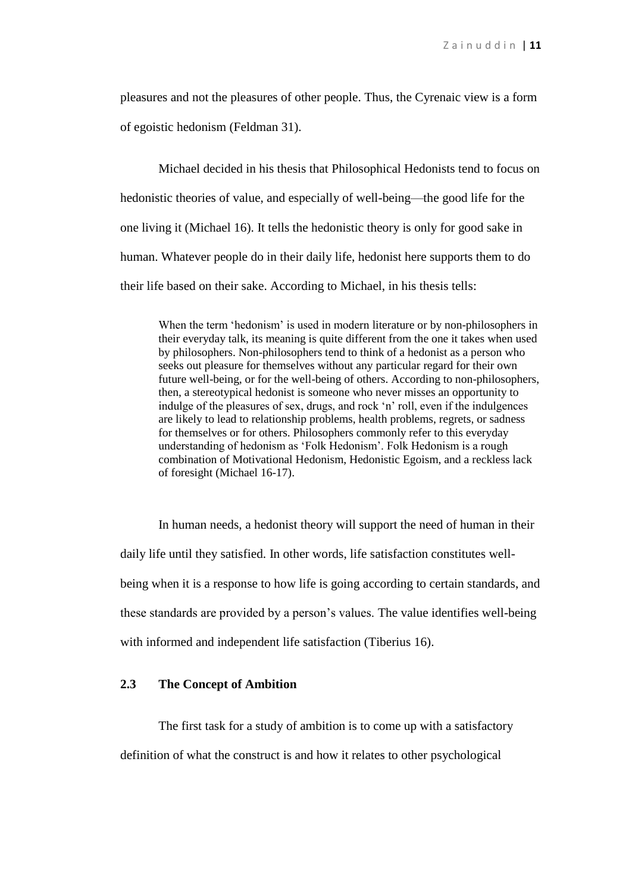pleasures and not the pleasures of other people. Thus, the Cyrenaic view is a form of egoistic hedonism (Feldman 31).

Michael decided in his thesis that Philosophical Hedonists tend to focus on hedonistic theories of value, and especially of well-being—the good life for the one living it (Michael 16). It tells the hedonistic theory is only for good sake in human. Whatever people do in their daily life, hedonist here supports them to do their life based on their sake. According to Michael, in his thesis tells:

> When the term 'hedonism' is used in modern literature or by non-philosophers in their everyday talk, its meaning is quite different from the one it takes when used by philosophers. Non-philosophers tend to think of a hedonist as a person who seeks out pleasure for themselves without any particular regard for their own future well-being, or for the well-being of others. According to non-philosophers, then, a stereotypical hedonist is someone who never misses an opportunity to indulge of the pleasures of sex, drugs, and rock 'n' roll, even if the indulgences are likely to lead to relationship problems, health problems, regrets, or sadness for themselves or for others. Philosophers commonly refer to this everyday understanding of hedonism as 'Folk Hedonism'. Folk Hedonism is a rough combination of Motivational Hedonism, Hedonistic Egoism, and a reckless lack of foresight (Michael 16-17).

In human needs, a hedonist theory will support the need of human in their daily life until they satisfied. In other words, life satisfaction constitutes well-being when it is a response to how life is going according to certain standards, and these standards are provided by a person's values. The value identifies well-being with informed and independent life satisfaction (Tiberius 16).

### 2.3 The Concept of Ambition

The first task for a study of ambition is to come up with a satisfactory definition of what the construct is and how it relates to other psychological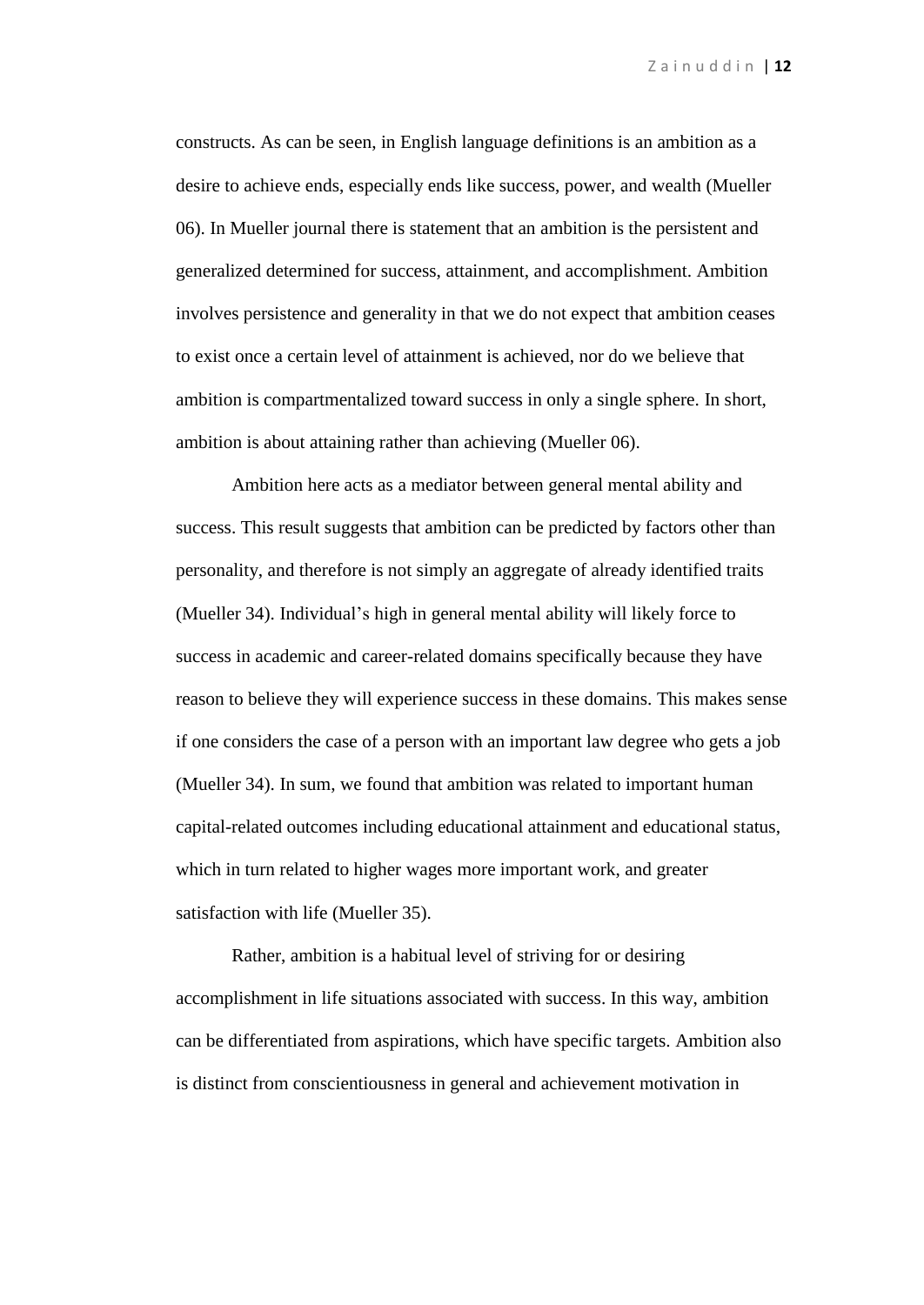constructs. As can be seen, in English language definitions is an ambition as a desire to achieve ends, especially ends like success, power, and wealth (Mueller 06). In Mueller journal there is statement that an ambition is the persistent and generalized determined for success, attainment, and accomplishment. Ambition involves persistence and generality in that we do not expect that ambition ceases to exist once a certain level of attainment is achieved, nor do we believe that ambition is compartmentalized toward success in only a single sphere. In short, ambition is about attaining rather than achieving (Mueller 06).

Ambition here acts as a mediator between general mental ability and success. This result suggests that ambition can be predicted by factors other than personality, and therefore is not simply an aggregate of already identified traits (Mueller 34). Individual's high in general mental ability will likely force to success in academic and career-related domains specifically because they have reason to believe they will experience success in these domains. This makes sense if one considers the case of a person with an important law degree who gets a job (Mueller 34). In sum, we found that ambition was related to important human capital-related outcomes including educational attainment and educational status, which in turn related to higher wages more important work, and greater satisfaction with life (Mueller 35).

Rather, ambition is a habitual level of striving for or desiring accomplishment in life situations associated with success. In this way, ambition can be differentiated from aspirations, which have specific targets. Ambition also is distinct from conscientiousness in general and achievement motivation in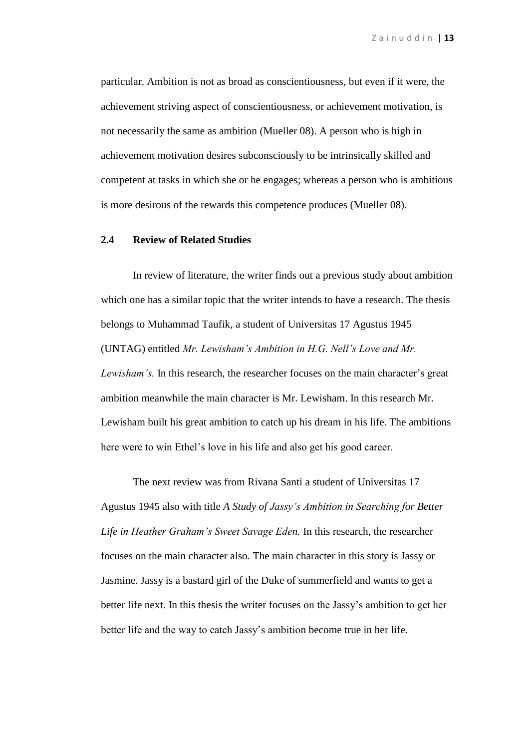particular. Ambition is not as broad as conscientiousness, but even if it were, the achievement striving aspect of conscientiousness, or achievement motivation, is not necessarily the same as ambition (Mueller 08). A person who is high in achievement motivation desires subconsciously to be intrinsically skilled and competent at tasks in which she or he engages; whereas a person who is ambitious is more desirous of the rewards this competence produces (Mueller 08).

### 2.4 Review of Related Studies

In review of literature, the writer finds out a previous study about ambition which one has a similar topic that the writer intends to have a research. The thesis belongs to Muhammad Taufik, a student of Universitas 17 Agustus 1945 (UNTAG) entitled *Mr. Lewisham's Ambition in H.G. Nell's Love and Mr. Lewisham's.* In this research, the researcher focuses on the main character's great ambition meanwhile the main character is Mr. Lewisham. In this research Mr. Lewisham built his great ambition to catch up his dream in his life. The ambitions here were to win Ethel's love in his life and also get his good career.

The next review was from Rivana Santi a student of Universitas 17 Agustus 1945 also with title *A Study of Jassy's Ambition in Searching for Better Life in Heather Graham's Sweet Savage Eden.* In this research, the researcher focuses on the main character also. The main character in this story is Jassy or Jasmine. Jassy is a bastard girl of the Duke of summerfield and wants to get a better life next. In this thesis the writer focuses on the Jassy's ambition to get her better life and the way to catch Jassy's ambition become true in her life.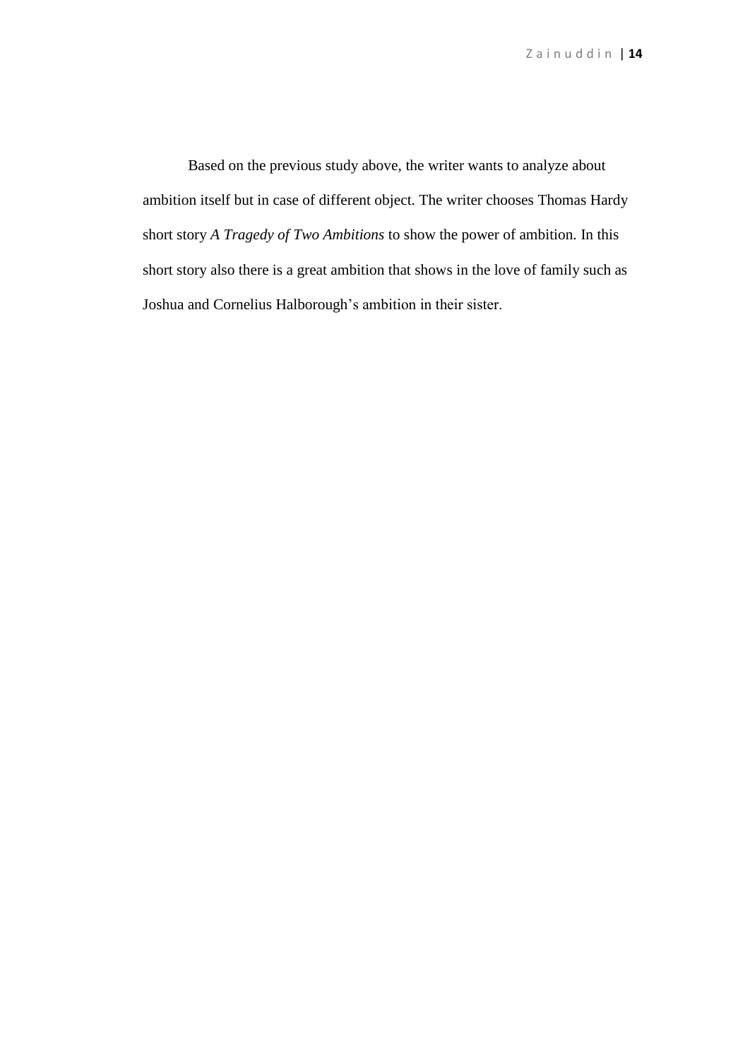Based on the previous study above, the writer wants to analyze about ambition itself but in case of different object. The writer chooses Thomas Hardy short story *A Tragedy of Two Ambitions* to show the power of ambition. In this short story also there is a great ambition that shows in the love of family such as Joshua and Cornelius Halborough's ambition in their sister.